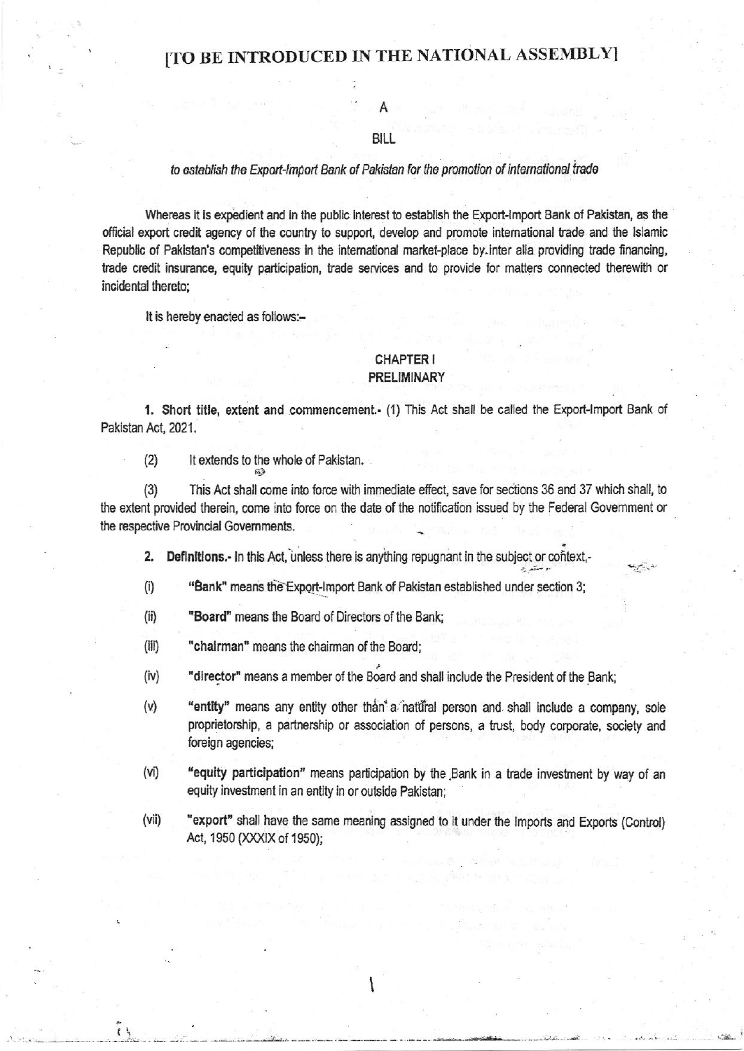[TO BE INTRODUCED IN THE NATIONAL ASSEMBLY]

A

BILL

*to establish the Export-Import Bank of Pakistan for the promotion of international trade*

Whereas it is expedient and in the public interest to establish the Export-Import Bank of Pakistan, as the official export credit agency of the country to support, develop and promote international trade and the Islamic Republic of Pakistan's competitiveness in the international market-place by inter alia providing trade financing, trade credit insurance, equity participation, trade services and to provide for matters connected therewith or incidental thereto;

It is hereby enacted as follows:-

## CHAPTER I
## PRELIMINARY

**1. Short title, extent and commencement.**- (1) This Act shall be called the Export-Import Bank of Pakistan Act, 2021.

(2) It extends to the whole of Pakistan.

(3) This Act shall come into force with immediate effect, save for sections 36 and 37 which shall, to the extent provided therein, come into force on the date of the notification issued by the Federal Government or the respective Provincial Governments.

**2. Definitions.**- In this Act, unless there is anything repugnant in the subject or context,-

(i) **"Bank"** means the Export-Import Bank of Pakistan established under section 3;

(ii) **"Board"** means the Board of Directors of the Bank;

(iii) **"chairman"** means the chairman of the Board;

(iv) **"director"** means a member of the Board and shall include the President of the Bank;

(v) **"entity"** means any entity other than a natural person and shall include a company, sole proprietorship, a partnership or association of persons, a trust, body corporate, society and foreign agencies;

(vi) **"equity participation"** means participation by the Bank in a trade investment by way of an equity investment in an entity in or outside Pakistan;

(vii) **"export"** shall have the same meaning assigned to it under the Imports and Exports (Control) Act, 1950 (XXXIX of 1950);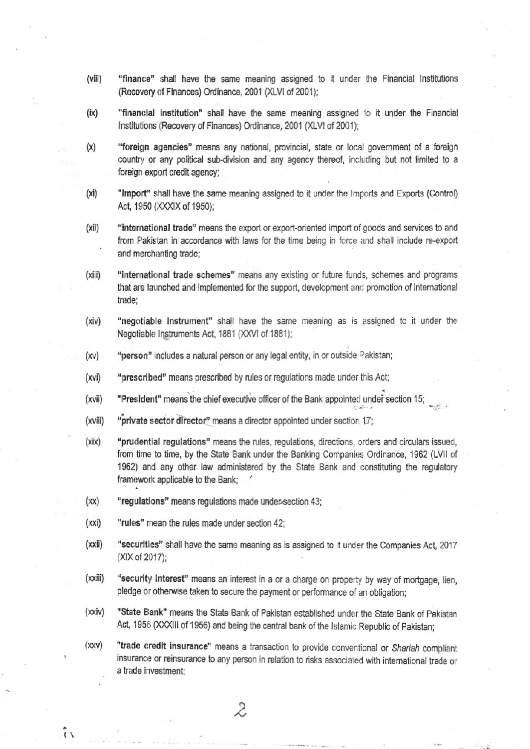(viii) **"finance"** shall have the same meaning assigned to it under the Financial Institutions (Recovery of Finances) Ordinance, 2001 (XLVI of 2001);

(ix) **"financial institution"** shall have the same meaning assigned to it under the Financial Institutions (Recovery of Finances) Ordinance, 2001 (XLVI of 2001);

(x) **"foreign agencies"** means any national, provincial, state or local government of a foreign country or any political sub-division and any agency thereof, including but not limited to a foreign export credit agency;

(xi) **"import"** shall have the same meaning assigned to it under the Imports and Exports (Control) Act, 1950 (XXXIX of 1950);

(xii) **"international trade"** means the export or export-oriented import of goods and services to and from Pakistan in accordance with laws for the time being in force and shall include re-export and merchanting trade;

(xiii) **"international trade schemes"** means any existing or future funds, schemes and programs that are launched and implemented for the support, development and promotion of international trade;

(xiv) **"negotiable instrument"** shall have the same meaning as is assigned to it under the Negotiable Instruments Act, 1881 (XXVI of 1881);

(xv) **"person"** includes a natural person or any legal entity, in or outside Pakistan;

(xvi) **"prescribed"** means prescribed by rules or regulations made under this Act;

(xvii) **"President"** means the chief executive officer of the Bank appointed under section 15;

(xviii) **"private sector director"** means a director appointed under section 17;

(xix) **"prudential regulations"** means the rules, regulations, directions, orders and circulars issued, from time to time, by the State Bank under the Banking Companies Ordinance, 1962 (LVII of 1962) and any other law administered by the State Bank and constituting the regulatory framework applicable to the Bank;

(xx) **"regulations"** means regulations made under section 43;

(xxi) **"rules"** mean the rules made under section 42;

(xxii) **"securities"** shall have the same meaning as is assigned to it under the Companies Act, 2017 (XIX of 2017);

(xxiii) **"security interest"** means an interest in a or a charge on property by way of mortgage, lien, pledge or otherwise taken to secure the payment or performance of an obligation;

(xxiv) **"State Bank"** means the State Bank of Pakistan established under the State Bank of Pakistan Act, 1956 (XXXIII of 1956) and being the central bank of the Islamic Republic of Pakistan;

(xxv) **"trade credit insurance"** means a transaction to provide conventional or *Shariah* compliant insurance or reinsurance to any person in relation to risks associated with international trade or a trade investment;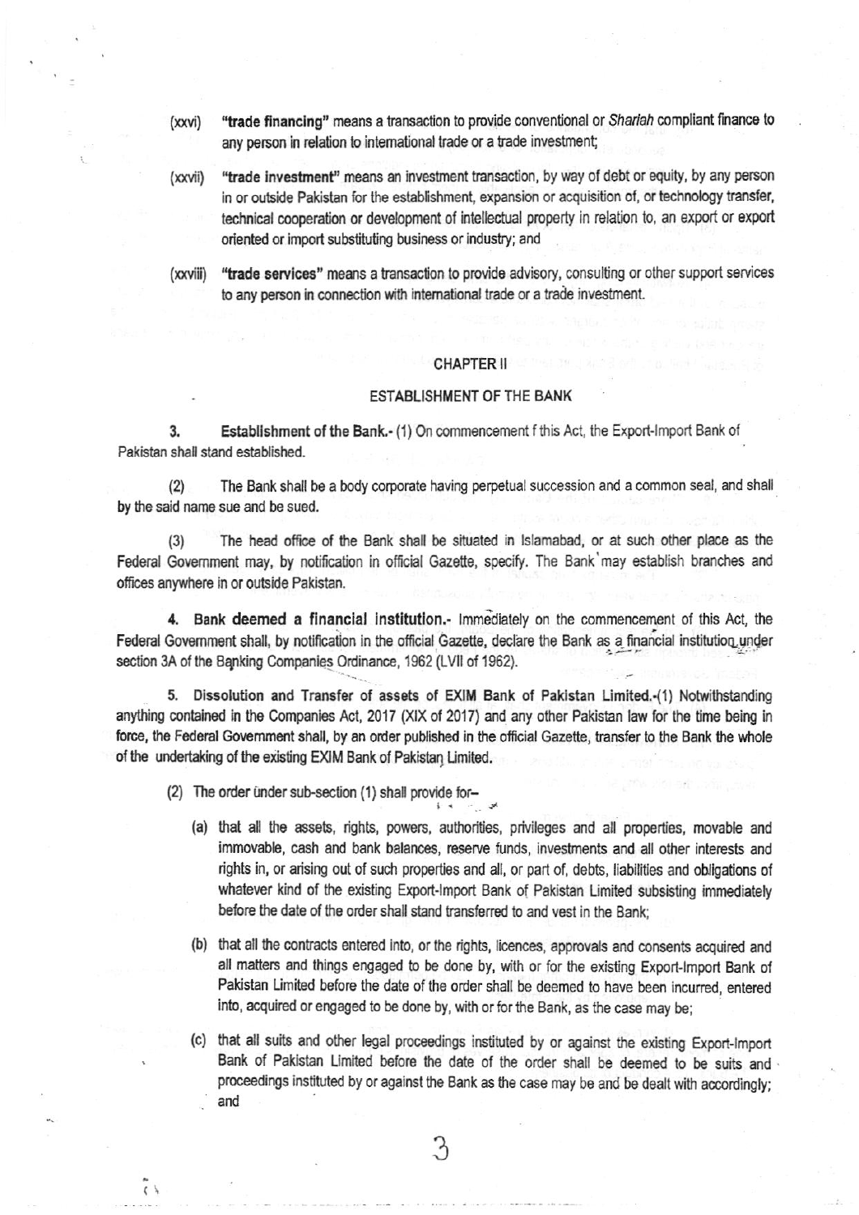(xxvi) **"trade financing"** means a transaction to provide conventional or *Shariah* compliant finance to any person in relation to international trade or a trade investment;

(xxvii) **"trade investment"** means an investment transaction, by way of debt or equity, by any person in or outside Pakistan for the establishment, expansion or acquisition of, or technology transfer, technical cooperation or development of intellectual property in relation to, an export or export oriented or import substituting business or industry; and

(xxviii) **"trade services"** means a transaction to provide advisory, consulting or other support services to any person in connection with international trade or a trade investment.

## CHAPTER II

## ESTABLISHMENT OF THE BANK

**3. Establishment of the Bank.-** (1) On commencement f this Act, the Export-Import Bank of Pakistan shall stand established.

(2) The Bank shall be a body corporate having perpetual succession and a common seal, and shall by the said name sue and be sued.

(3) The head office of the Bank shall be situated in Islamabad, or at such other place as the Federal Government may, by notification in official Gazette, specify. The Bank may establish branches and offices anywhere in or outside Pakistan.

**4. Bank deemed a financial institution.-** Immediately on the commencement of this Act, the Federal Government shall, by notification in the official Gazette, declare the Bank as a financial institution under section 3A of the Banking Companies Ordinance, 1962 (LVII of 1962).

**5. Dissolution and Transfer of assets of EXIM Bank of Pakistan Limited.-**(1) Notwithstanding anything contained in the Companies Act, 2017 (XIX of 2017) and any other Pakistan law for the time being in force, the Federal Government shall, by an order published in the official Gazette, transfer to the Bank the whole of the undertaking of the existing EXIM Bank of Pakistan Limited.

(2) The order under sub-section (1) shall provide for–

(a) that all the assets, rights, powers, authorities, privileges and all properties, movable and immovable, cash and bank balances, reserve funds, investments and all other interests and rights in, or arising out of such properties and all, or part of, debts, liabilities and obligations of whatever kind of the existing Export-Import Bank of Pakistan Limited subsisting immediately before the date of the order shall stand transferred to and vest in the Bank;

(b) that all the contracts entered into, or the rights, licences, approvals and consents acquired and all matters and things engaged to be done by, with or for the existing Export-Import Bank of Pakistan Limited before the date of the order shall be deemed to have been incurred, entered into, acquired or engaged to be done by, with or for the Bank, as the case may be;

(c) that all suits and other legal proceedings instituted by or against the existing Export-Import Bank of Pakistan Limited before the date of the order shall be deemed to be suits and proceedings instituted by or against the Bank as the case may be and be dealt with accordingly; and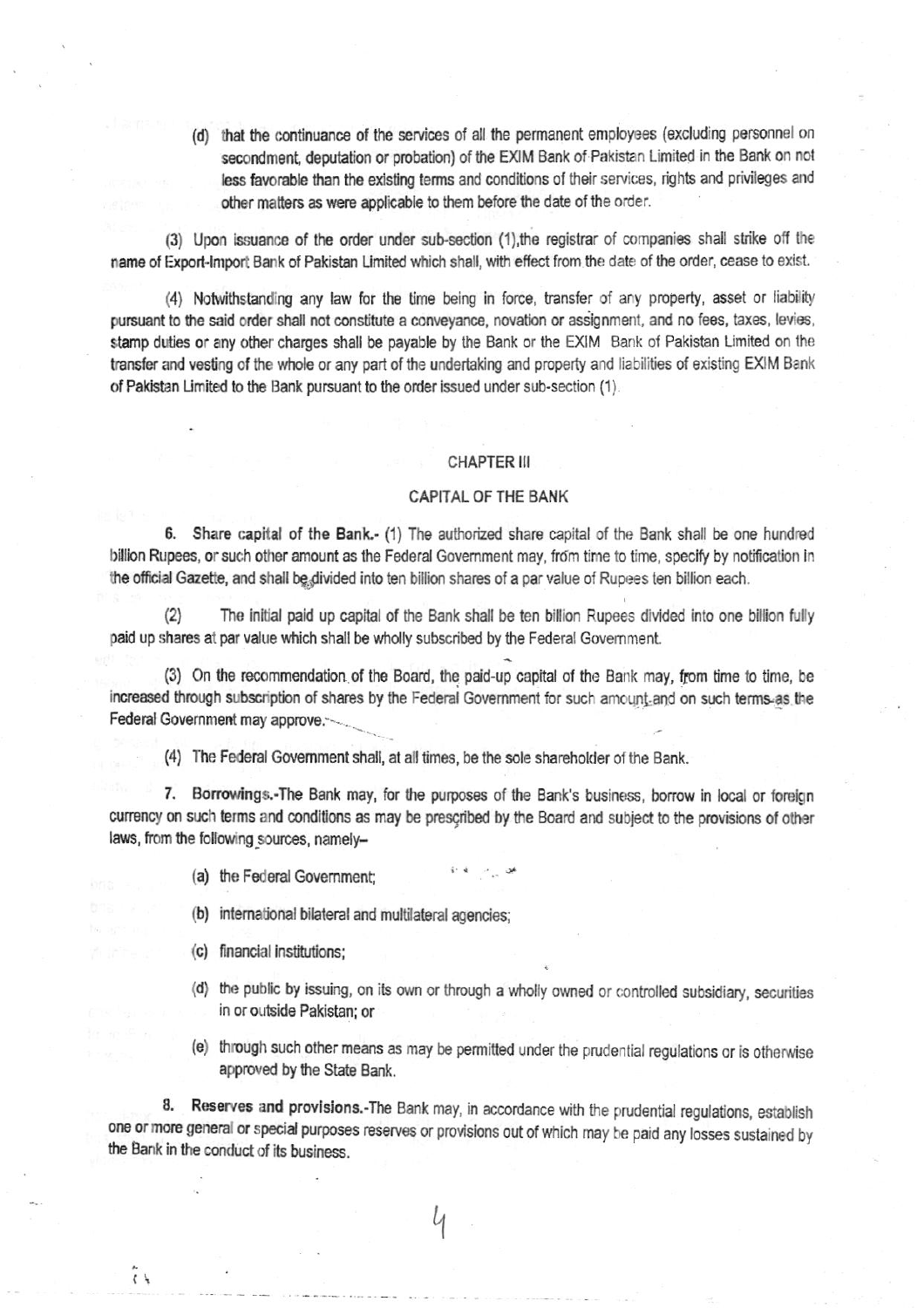(d) that the continuance of the services of all the permanent employees (excluding personnel on secondment, deputation or probation) of the EXIM Bank of Pakistan Limited in the Bank on not less favorable than the existing terms and conditions of their services, rights and privileges and other matters as were applicable to them before the date of the order.

(3) Upon issuance of the order under sub-section (1),the registrar of companies shall strike off the name of Export-Import Bank of Pakistan Limited which shall, with effect from the date of the order, cease to exist.

(4) Notwithstanding any law for the time being in force, transfer of any property, asset or liability pursuant to the said order shall not constitute a conveyance, novation or assignment, and no fees, taxes, levies, stamp duties or any other charges shall be payable by the Bank or the EXIM Bank of Pakistan Limited on the transfer and vesting of the whole or any part of the undertaking and property and liabilities of existing EXIM Bank of Pakistan Limited to the Bank pursuant to the order issued under sub-section (1).

## CHAPTER III

## CAPITAL OF THE BANK

**6. Share capital of the Bank.-** (1) The authorized share capital of the Bank shall be one hundred billion Rupees, or such other amount as the Federal Government may, from time to time, specify by notification in the official Gazette, and shall be divided into ten billion shares of a par value of Rupees ten billion each.

(2) The initial paid up capital of the Bank shall be ten billion Rupees divided into one billion fully paid up shares at par value which shall be wholly subscribed by the Federal Government.

(3) On the recommendation of the Board, the paid-up capital of the Bank may, from time to time, be increased through subscription of shares by the Federal Government for such amount and on such terms as the Federal Government may approve.

(4) The Federal Government shall, at all times, be the sole shareholder of the Bank.

**7. Borrowings.-**The Bank may, for the purposes of the Bank's business, borrow in local or foreign currency on such terms and conditions as may be prescribed by the Board and subject to the provisions of other laws, from the following sources, namely–

(a) the Federal Government;

(b) international bilateral and multilateral agencies;

(c) financial institutions;

(d) the public by issuing, on its own or through a wholly owned or controlled subsidiary, securities in or outside Pakistan; or

(e) through such other means as may be permitted under the prudential regulations or is otherwise approved by the State Bank.

**8. Reserves and provisions.-**The Bank may, in accordance with the prudential regulations, establish one or more general or special purposes reserves or provisions out of which may be paid any losses sustained by the Bank in the conduct of its business.